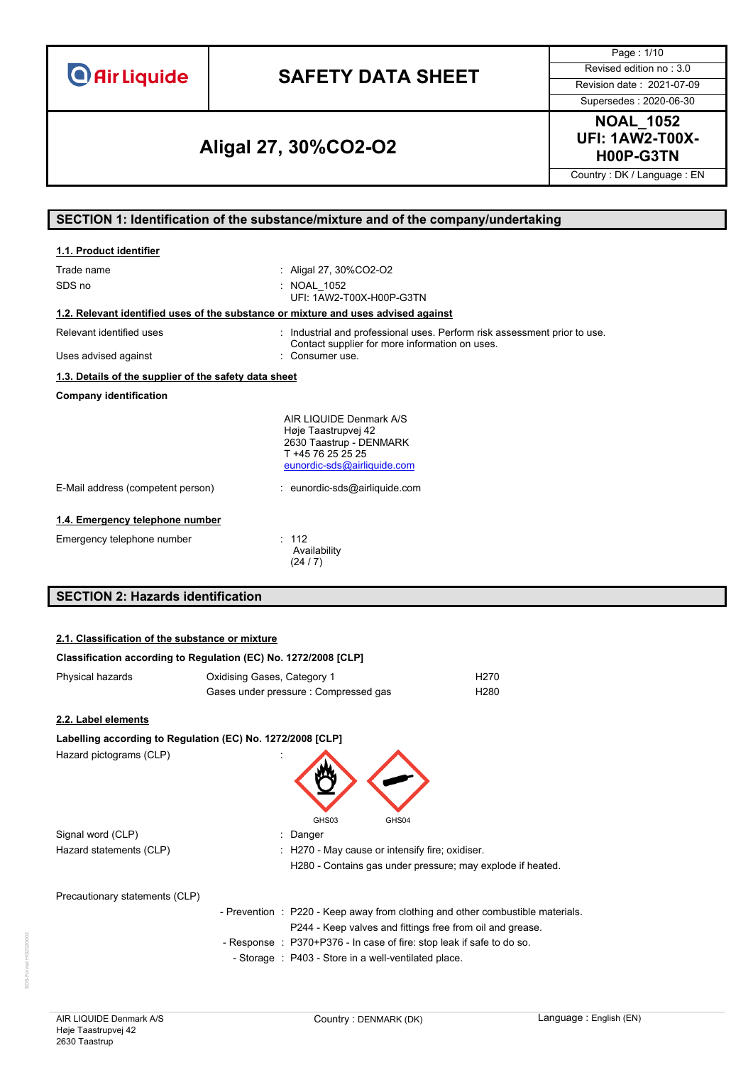# SAFETY DATA SHEET

| Air Liquide | SAFETY DATA SHEET | Revised edition no : 3.0 |
|---|---|---|
| | | Revision date : 2021-07-09 |
| | | Supersedes : 2020-06-30 |

## Aligal 27, 30%CO2-O2

**NOAL_1052**
**UFI: 1AW2-T00X-H00P-G3TN**

Country : DK / Language : EN

## SECTION 1: Identification of the substance/mixture and of the company/undertaking

### 1.1. Product identifier

Trade name : Aligal 27, 30%CO2-O2

SDS no : NOAL_1052
UFI: 1AW2-T00X-H00P-G3TN

### 1.2. Relevant identified uses of the substance or mixture and uses advised against

Relevant identified uses : Industrial and professional uses. Perform risk assessment prior to use. Contact supplier for more information on uses.

Uses advised against : Consumer use.

### 1.3. Details of the supplier of the safety data sheet

**Company identification**

AIR LIQUIDE Denmark A/S
Høje Taastrupvej 42
2630 Taastrup - DENMARK
T +45 76 25 25 25
eunordic-sds@airliquide.com

E-Mail address (competent person) : eunordic-sds@airliquide.com

### 1.4. Emergency telephone number

Emergency telephone number : 112
Availability
(24 / 7)

## SECTION 2: Hazards identification

### 2.1. Classification of the substance or mixture

**Classification according to Regulation (EC) No. 1272/2008 [CLP]**

| Physical hazards | Oxidising Gases, Category 1 | H270 |
|---|---|---|
| | Gases under pressure : Compressed gas | H280 |

### 2.2. Label elements

**Labelling according to Regulation (EC) No. 1272/2008 [CLP]**

Hazard pictograms (CLP) :

GHS03 GHS04

Signal word (CLP) : Danger

Hazard statements (CLP) : H270 - May cause or intensify fire; oxidiser.
H280 - Contains gas under pressure; may explode if heated.

Precautionary statements (CLP)

- Prevention : P220 - Keep away from clothing and other combustible materials.
  P244 - Keep valves and fittings free from oil and grease.
- Response : P370+P376 - In case of fire: stop leak if safe to do so.
- Storage : P403 - Store in a well-ventilated place.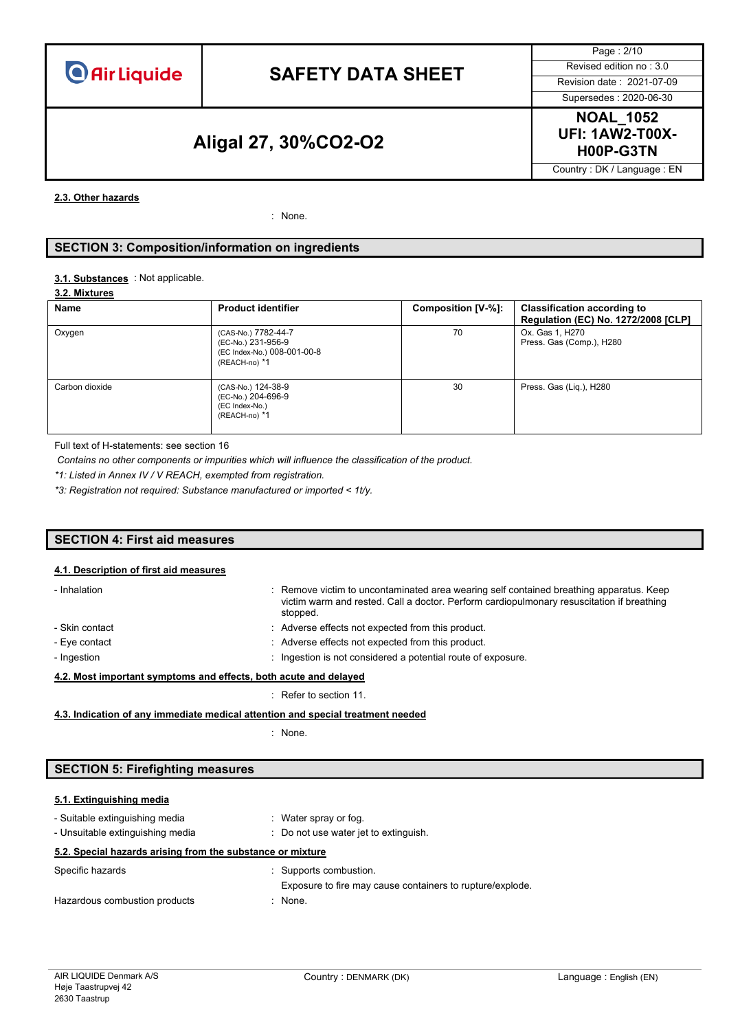#### 2.3. Other hazards

: None.

## SECTION 3: Composition/information on ingredients

**3.1. Substances** : Not applicable.

**3.2. Mixtures**

| Name | Product identifier | Composition [V-%]: | Classification according to Regulation (EC) No. 1272/2008 [CLP] |
|---|---|---|---|
| Oxygen | (CAS-No.) 7782-44-7<br>(EC-No.) 231-956-9<br>(EC Index-No.) 008-001-00-8<br>(REACH-no) *1 | 70 | Ox. Gas 1, H270<br>Press. Gas (Comp.), H280 |
| Carbon dioxide | (CAS-No.) 124-38-9<br>(EC-No.) 204-696-9<br>(EC Index-No.)<br>(REACH-no) *1 | 30 | Press. Gas (Liq.), H280 |

Full text of H-statements: see section 16

*Contains no other components or impurities which will influence the classification of the product.*

*\*1: Listed in Annex IV / V REACH, exempted from registration.*

*\*3: Registration not required: Substance manufactured or imported < 1t/y.*

## SECTION 4: First aid measures

#### 4.1. Description of first aid measures

- Inhalation : Remove victim to uncontaminated area wearing self contained breathing apparatus. Keep victim warm and rested. Call a doctor. Perform cardiopulmonary resuscitation if breathing stopped.
- Skin contact : Adverse effects not expected from this product.
- Eye contact : Adverse effects not expected from this product.
- Ingestion : Ingestion is not considered a potential route of exposure.

#### 4.2. Most important symptoms and effects, both acute and delayed

: Refer to section 11.

#### 4.3. Indication of any immediate medical attention and special treatment needed

: None.

## SECTION 5: Firefighting measures

#### 5.1. Extinguishing media

- Suitable extinguishing media : Water spray or fog.
- Unsuitable extinguishing media : Do not use water jet to extinguish.

#### 5.2. Special hazards arising from the substance or mixture

Specific hazards : Supports combustion.
Exposure to fire may cause containers to rupture/explode.

Hazardous combustion products : None.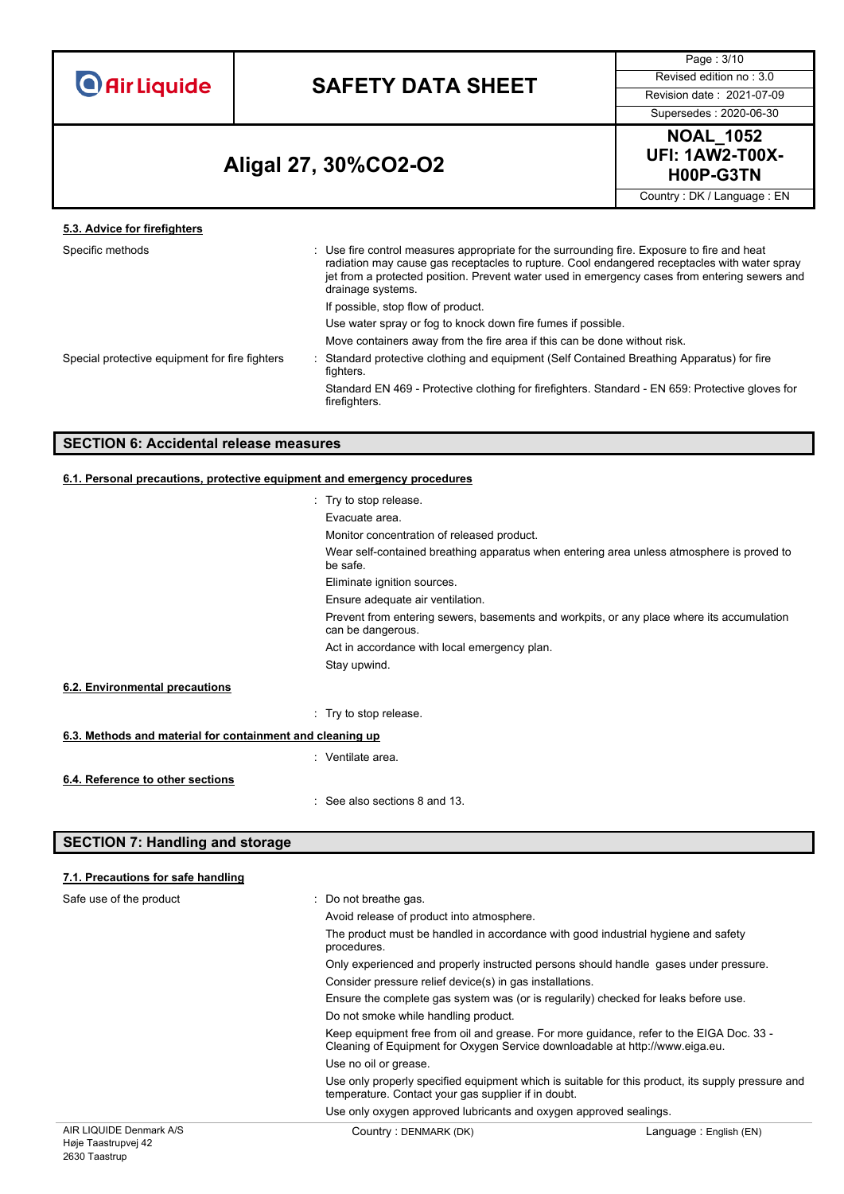#### 5.3. Advice for firefighters

| | |
|---|---|
| Specific methods | : Use fire control measures appropriate for the surrounding fire. Exposure to fire and heat radiation may cause gas receptacles to rupture. Cool endangered receptacles with water spray jet from a protected position. Prevent water used in emergency cases from entering sewers and drainage systems.<br>If possible, stop flow of product.<br>Use water spray or fog to knock down fire fumes if possible.<br>Move containers away from the fire area if this can be done without risk. |
| Special protective equipment for fire fighters | : Standard protective clothing and equipment (Self Contained Breathing Apparatus) for fire fighters.<br>Standard EN 469 - Protective clothing for firefighters. Standard - EN 659: Protective gloves for firefighters. |

## SECTION 6: Accidental release measures

#### 6.1. Personal precautions, protective equipment and emergency procedures

: Try to stop release.
Evacuate area.
Monitor concentration of released product.
Wear self-contained breathing apparatus when entering area unless atmosphere is proved to be safe.
Eliminate ignition sources.
Ensure adequate air ventilation.
Prevent from entering sewers, basements and workpits, or any place where its accumulation can be dangerous.
Act in accordance with local emergency plan.
Stay upwind.

#### 6.2. Environmental precautions

: Try to stop release.

#### 6.3. Methods and material for containment and cleaning up

: Ventilate area.

#### 6.4. Reference to other sections

: See also sections 8 and 13.

## SECTION 7: Handling and storage

#### 7.1. Precautions for safe handling

| | |
|---|---|
| Safe use of the product | : Do not breathe gas.<br>Avoid release of product into atmosphere.<br>The product must be handled in accordance with good industrial hygiene and safety procedures.<br>Only experienced and properly instructed persons should handle gases under pressure.<br>Consider pressure relief device(s) in gas installations.<br>Ensure the complete gas system was (or is regularily) checked for leaks before use.<br>Do not smoke while handling product.<br>Keep equipment free from oil and grease. For more guidance, refer to the EIGA Doc. 33 - Cleaning of Equipment for Oxygen Service downloadable at http://www.eiga.eu.<br>Use no oil or grease.<br>Use only properly specified equipment which is suitable for this product, its supply pressure and temperature. Contact your gas supplier if in doubt.<br>Use only oxygen approved lubricants and oxygen approved sealings. |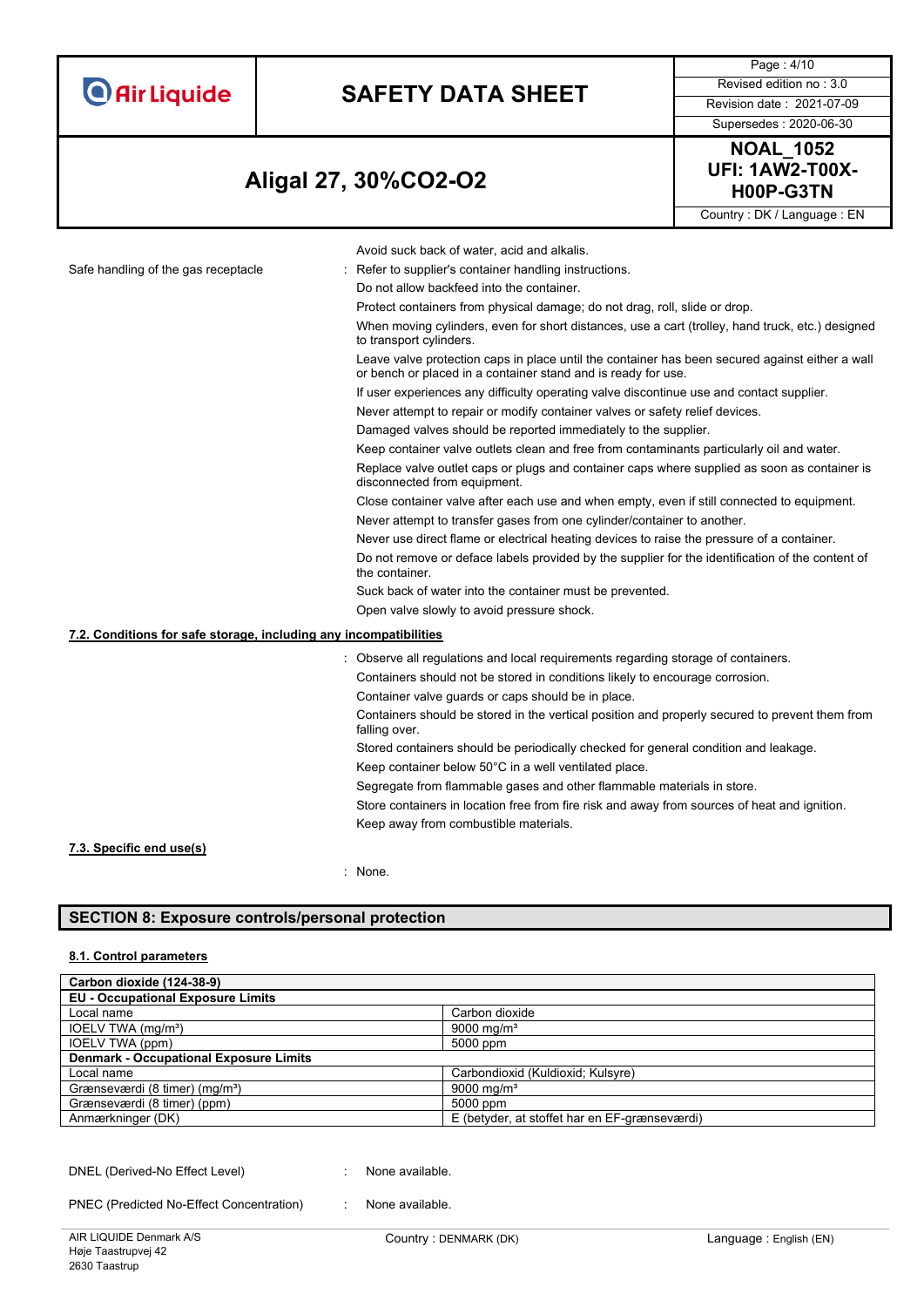Avoid suck back of water, acid and alkalis.

Safe handling of the gas receptacle : Refer to supplier's container handling instructions.

Do not allow backfeed into the container.

Protect containers from physical damage; do not drag, roll, slide or drop.

When moving cylinders, even for short distances, use a cart (trolley, hand truck, etc.) designed to transport cylinders.

Leave valve protection caps in place until the container has been secured against either a wall or bench or placed in a container stand and is ready for use.

If user experiences any difficulty operating valve discontinue use and contact supplier.

Never attempt to repair or modify container valves or safety relief devices.

Damaged valves should be reported immediately to the supplier.

Keep container valve outlets clean and free from contaminants particularly oil and water.

Replace valve outlet caps or plugs and container caps where supplied as soon as container is disconnected from equipment.

Close container valve after each use and when empty, even if still connected to equipment.

Never attempt to transfer gases from one cylinder/container to another.

Never use direct flame or electrical heating devices to raise the pressure of a container.

Do not remove or deface labels provided by the supplier for the identification of the content of the container.

Suck back of water into the container must be prevented.

Open valve slowly to avoid pressure shock.

### 7.2. Conditions for safe storage, including any incompatibilities

: Observe all regulations and local requirements regarding storage of containers.

Containers should not be stored in conditions likely to encourage corrosion.

Container valve guards or caps should be in place.

Containers should be stored in the vertical position and properly secured to prevent them from falling over.

Stored containers should be periodically checked for general condition and leakage.

Keep container below 50°C in a well ventilated place.

Segregate from flammable gases and other flammable materials in store.

Store containers in location free from fire risk and away from sources of heat and ignition.

Keep away from combustible materials.

### 7.3. Specific end use(s)

: None.

## SECTION 8: Exposure controls/personal protection

### 8.1. Control parameters

| **Carbon dioxide (124-38-9)** | |
|---|---|
| **EU - Occupational Exposure Limits** | |
| Local name | Carbon dioxide |
| IOELV TWA (mg/m³) | 9000 mg/m³ |
| IOELV TWA (ppm) | 5000 ppm |
| **Denmark - Occupational Exposure Limits** | |
| Local name | Carbondioxid (Kuldioxid; Kulsyre) |
| Grænseværdi (8 timer) (mg/m³) | 9000 mg/m³ |
| Grænseværdi (8 timer) (ppm) | 5000 ppm |
| Anmærkninger (DK) | E (betyder, at stoffet har en EF-grænseværdi) |

DNEL (Derived-No Effect Level) : None available.

PNEC (Predicted No-Effect Concentration) : None available.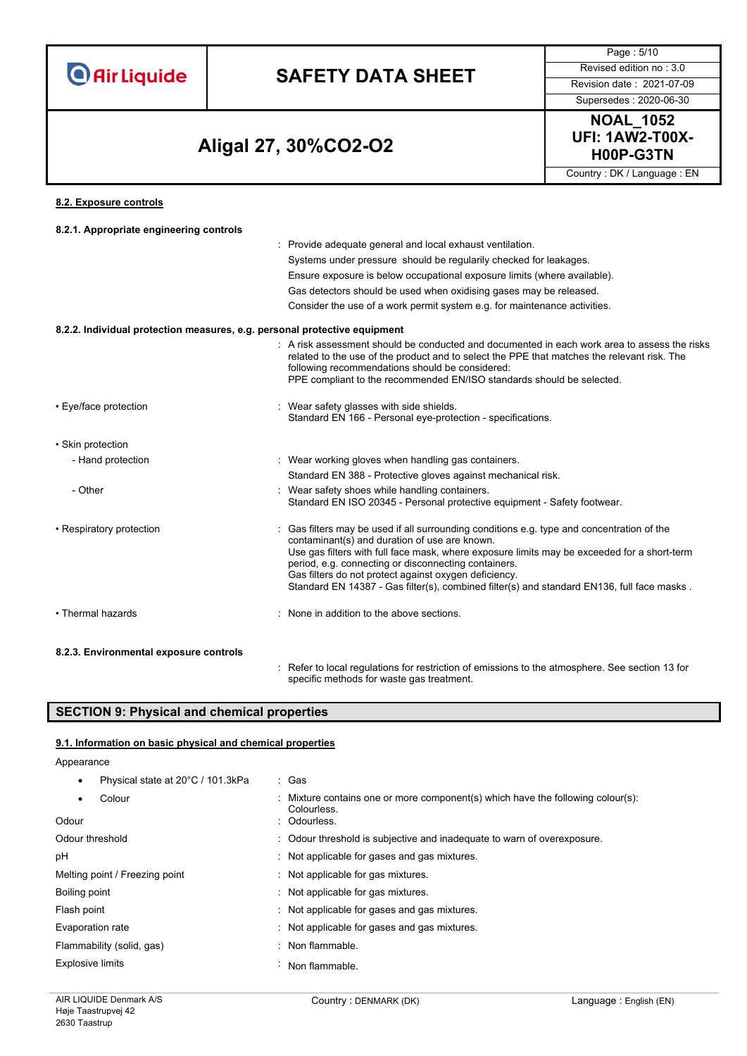#### 8.2. Exposure controls

**8.2.1. Appropriate engineering controls**

: Provide adequate general and local exhaust ventilation.
Systems under pressure should be regularly checked for leakages.
Ensure exposure is below occupational exposure limits (where available).
Gas detectors should be used when oxidising gases may be released.
Consider the use of a work permit system e.g. for maintenance activities.

**8.2.2. Individual protection measures, e.g. personal protective equipment**

: A risk assessment should be conducted and documented in each work area to assess the risks related to the use of the product and to select the PPE that matches the relevant risk. The following recommendations should be considered:
PPE compliant to the recommended EN/ISO standards should be selected.

| | |
|---|---|
| • Eye/face protection | : Wear safety glasses with side shields.<br>Standard EN 166 - Personal eye-protection - specifications. |
| • Skin protection | |
| - Hand protection | : Wear working gloves when handling gas containers.<br>Standard EN 388 - Protective gloves against mechanical risk. |
| - Other | : Wear safety shoes while handling containers.<br>Standard EN ISO 20345 - Personal protective equipment - Safety footwear. |
| • Respiratory protection | : Gas filters may be used if all surrounding conditions e.g. type and concentration of the contaminant(s) and duration of use are known.<br>Use gas filters with full face mask, where exposure limits may be exceeded for a short-term period, e.g. connecting or disconnecting containers.<br>Gas filters do not protect against oxygen deficiency.<br>Standard EN 14387 - Gas filter(s), combined filter(s) and standard EN136, full face masks . |
| • Thermal hazards | : None in addition to the above sections. |

**8.2.3. Environmental exposure controls**

: Refer to local regulations for restriction of emissions to the atmosphere. See section 13 for specific methods for waste gas treatment.

## SECTION 9: Physical and chemical properties

#### 9.1. Information on basic physical and chemical properties

| | |
|---|---|
| Appearance | |
| • Physical state at 20°C / 101.3kPa | : Gas |
| • Colour | : Mixture contains one or more component(s) which have the following colour(s): Colourless. |
| Odour | : Odourless. |
| Odour threshold | : Odour threshold is subjective and inadequate to warn of overexposure. |
| pH | : Not applicable for gases and gas mixtures. |
| Melting point / Freezing point | : Not applicable for gas mixtures. |
| Boiling point | : Not applicable for gas mixtures. |
| Flash point | : Not applicable for gases and gas mixtures. |
| Evaporation rate | : Not applicable for gases and gas mixtures. |
| Flammability (solid, gas) | : Non flammable. |
| Explosive limits | : Non flammable. |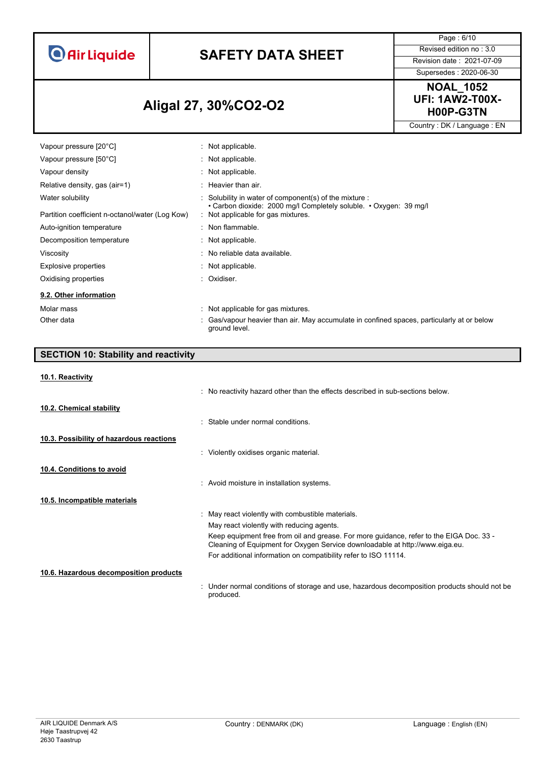| | |
|---|---|
| Vapour pressure [20°C] | : Not applicable. |
| Vapour pressure [50°C] | : Not applicable. |
| Vapour density | : Not applicable. |
| Relative density, gas (air=1) | : Heavier than air. |
| Water solubility | : Solubility in water of component(s) of the mixture : • Carbon dioxide: 2000 mg/l Completely soluble. • Oxygen: 39 mg/l |
| Partition coefficient n-octanol/water (Log Kow) | : Not applicable for gas mixtures. |
| Auto-ignition temperature | : Non flammable. |
| Decomposition temperature | : Not applicable. |
| Viscosity | : No reliable data available. |
| Explosive properties | : Not applicable. |
| Oxidising properties | : Oxidiser. |

### 9.2. Other information

| | |
|---|---|
| Molar mass | : Not applicable for gas mixtures. |
| Other data | : Gas/vapour heavier than air. May accumulate in confined spaces, particularly at or below ground level. |

## SECTION 10: Stability and reactivity

### 10.1. Reactivity

: No reactivity hazard other than the effects described in sub-sections below.

### 10.2. Chemical stability

: Stable under normal conditions.

### 10.3. Possibility of hazardous reactions

: Violently oxidises organic material.

### 10.4. Conditions to avoid

: Avoid moisture in installation systems.

### 10.5. Incompatible materials

: May react violently with combustible materials.

May react violently with reducing agents.

Keep equipment free from oil and grease. For more guidance, refer to the EIGA Doc. 33 - Cleaning of Equipment for Oxygen Service downloadable at http://www.eiga.eu.

For additional information on compatibility refer to ISO 11114.

### 10.6. Hazardous decomposition products

: Under normal conditions of storage and use, hazardous decomposition products should not be produced.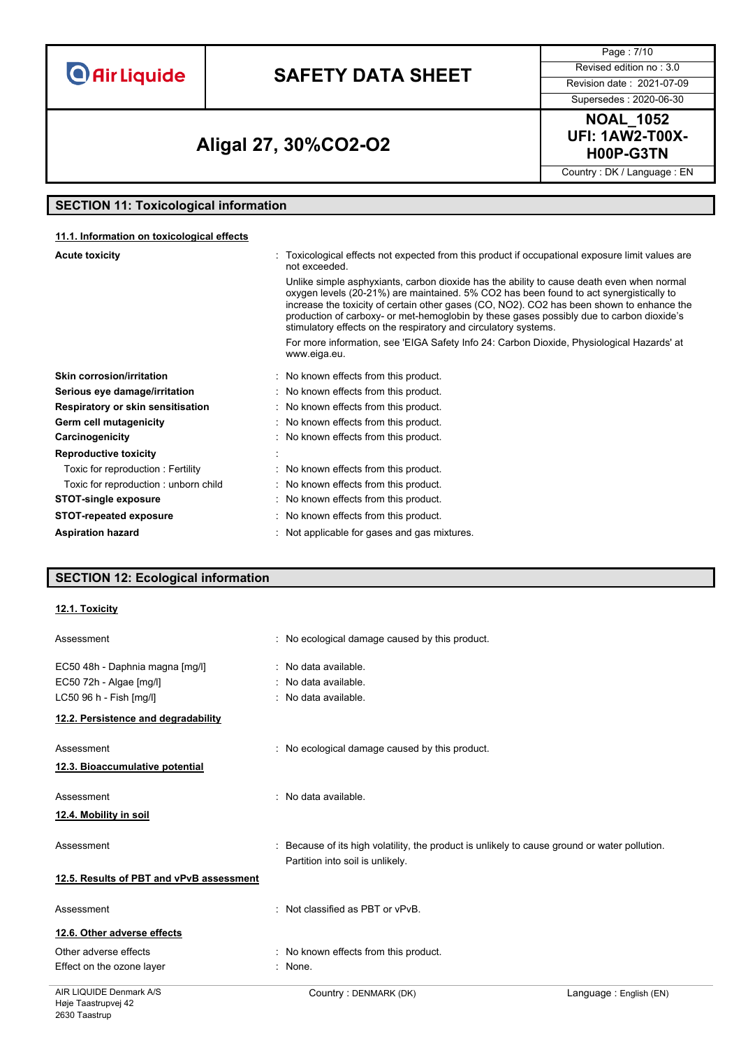## SECTION 11: Toxicological information

### 11.1. Information on toxicological effects

| | |
|---|---|
| **Acute toxicity** | : Toxicological effects not expected from this product if occupational exposure limit values are not exceeded.<br>Unlike simple asphyxiants, carbon dioxide has the ability to cause death even when normal oxygen levels (20-21%) are maintained. 5% $CO_2$ has been found to act synergistically to increase the toxicity of certain other gases (CO, $NO_2$). $CO_2$ has been shown to enhance the production of carboxy- or met-hemoglobin by these gases possibly due to carbon dioxide's stimulatory effects on the respiratory and circulatory systems.<br>For more information, see 'EIGA Safety Info 24: Carbon Dioxide, Physiological Hazards' at www.eiga.eu. |
| **Skin corrosion/irritation** | : No known effects from this product. |
| **Serious eye damage/irritation** | : No known effects from this product. |
| **Respiratory or skin sensitisation** | : No known effects from this product. |
| **Germ cell mutagenicity** | : No known effects from this product. |
| **Carcinogenicity** | : No known effects from this product. |
| **Reproductive toxicity** | : |
| Toxic for reproduction : Fertility | : No known effects from this product. |
| Toxic for reproduction : unborn child | : No known effects from this product. |
| **STOT-single exposure** | : No known effects from this product. |
| **STOT-repeated exposure** | : No known effects from this product. |
| **Aspiration hazard** | : Not applicable for gases and gas mixtures. |

## SECTION 12: Ecological information

### 12.1. Toxicity

| | |
|---|---|
| Assessment | : No ecological damage caused by this product. |
| EC50 48h - Daphnia magna [mg/l] | : No data available. |
| EC50 72h - Algae [mg/l] | : No data available. |
| LC50 96 h - Fish [mg/l] | : No data available. |

### 12.2. Persistence and degradability

| | |
|---|---|
| Assessment | : No ecological damage caused by this product. |

### 12.3. Bioaccumulative potential

| | |
|---|---|
| Assessment | : No data available. |

### 12.4. Mobility in soil

| | |
|---|---|
| Assessment | : Because of its high volatility, the product is unlikely to cause ground or water pollution.<br>Partition into soil is unlikely. |

### 12.5. Results of PBT and vPvB assessment

| | |
|---|---|
| Assessment | : Not classified as PBT or vPvB. |

### 12.6. Other adverse effects

| | |
|---|---|
| Other adverse effects | : No known effects from this product. |
| Effect on the ozone layer | : None. |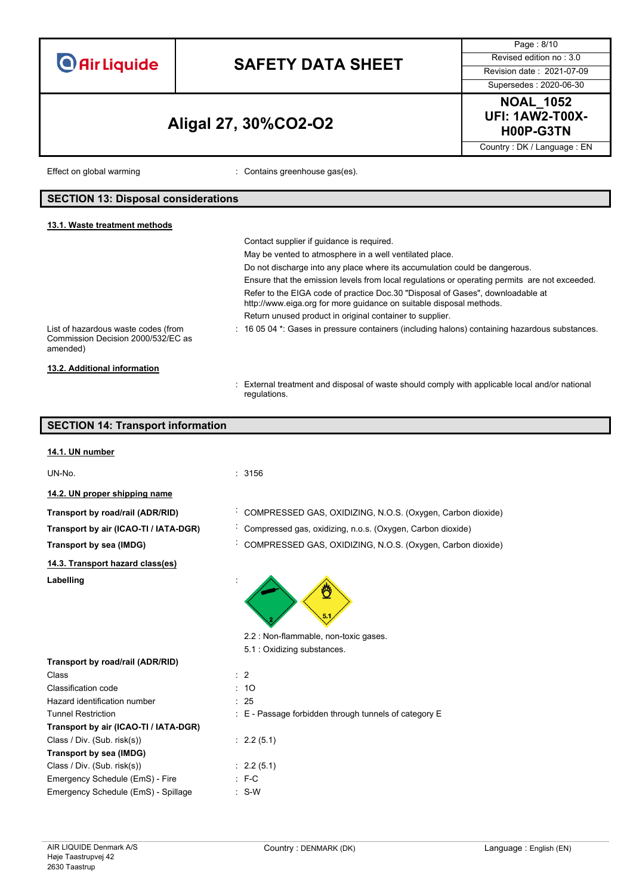Effect on global warming : Contains greenhouse gas(es).

## SECTION 13: Disposal considerations

### 13.1. Waste treatment methods

Contact supplier if guidance is required.
May be vented to atmosphere in a well ventilated place.
Do not discharge into any place where its accumulation could be dangerous.
Ensure that the emission levels from local regulations or operating permits are not exceeded.
Refer to the EIGA code of practice Doc.30 "Disposal of Gases", downloadable at http://www.eiga.org for more guidance on suitable disposal methods.
Return unused product in original container to supplier.

List of hazardous waste codes (from Commission Decision 2000/532/EC as amended) : 16 05 04 *: Gases in pressure containers (including halons) containing hazardous substances.

### 13.2. Additional information

: External treatment and disposal of waste should comply with applicable local and/or national regulations.

## SECTION 14: Transport information

### 14.1. UN number

UN-No. : 3156

### 14.2. UN proper shipping name

**Transport by road/rail (ADR/RID)** : COMPRESSED GAS, OXIDIZING, N.O.S. (Oxygen, Carbon dioxide)

**Transport by air (ICAO-TI / IATA-DGR)** : Compressed gas, oxidizing, n.o.s. (Oxygen, Carbon dioxide)

**Transport by sea (IMDG)** : COMPRESSED GAS, OXIDIZING, N.O.S. (Oxygen, Carbon dioxide)

### 14.3. Transport hazard class(es)

**Labelling** :

2.2 : Non-flammable, non-toxic gases.
5.1 : Oxidizing substances.

**Transport by road/rail (ADR/RID)**

Class : 2
Classification code : 1O
Hazard identification number : 25
Tunnel Restriction : E - Passage forbidden through tunnels of category E

**Transport by air (ICAO-TI / IATA-DGR)**

Class / Div. (Sub. risk(s)) : 2.2 (5.1)

**Transport by sea (IMDG)**

Class / Div. (Sub. risk(s)) : 2.2 (5.1)
Emergency Schedule (EmS) - Fire : F-C
Emergency Schedule (EmS) - Spillage : S-W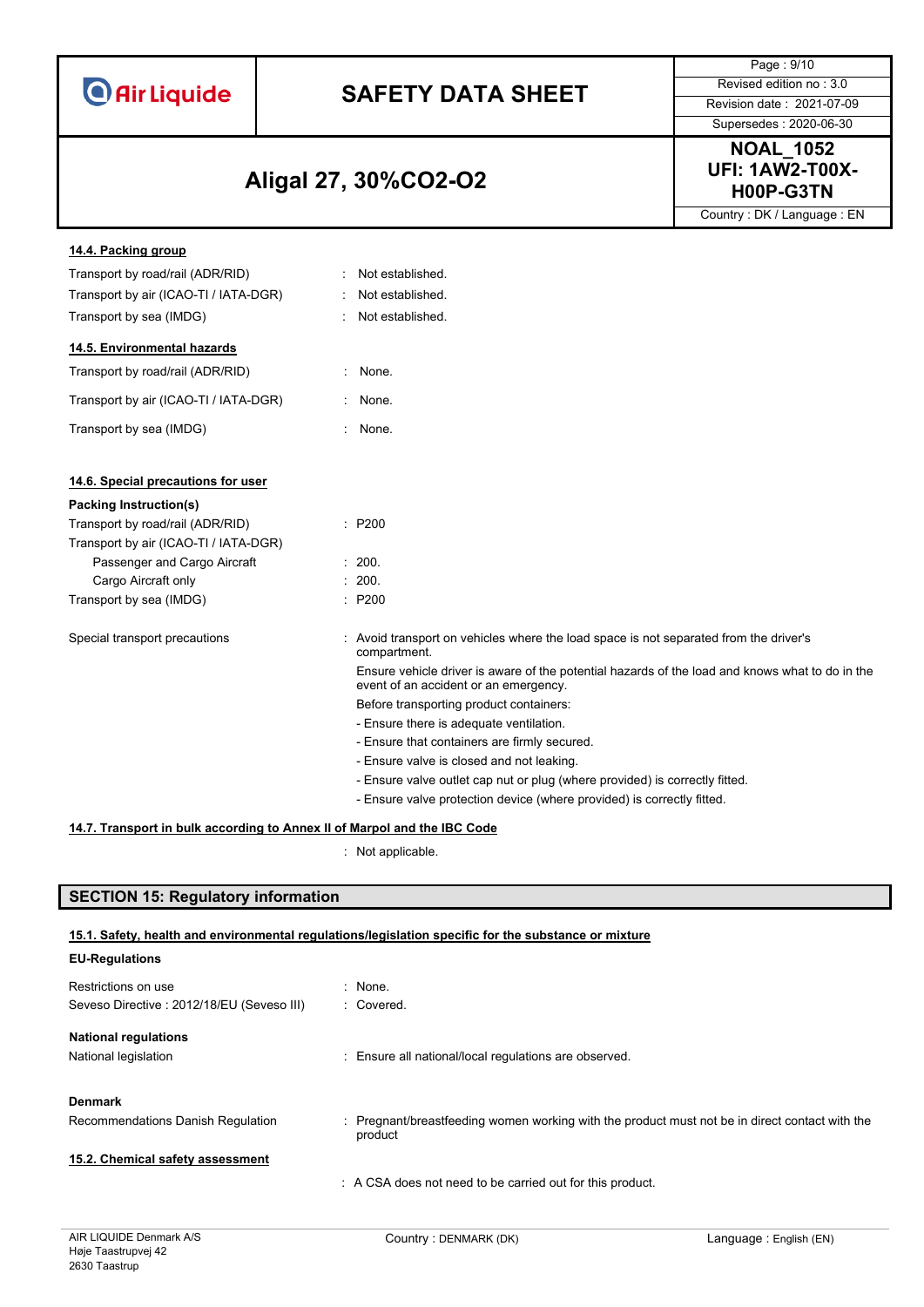#### 14.4. Packing group

| | |
|---|---|
| Transport by road/rail (ADR/RID) | : Not established. |
| Transport by air (ICAO-TI / IATA-DGR) | : Not established. |
| Transport by sea (IMDG) | : Not established. |

#### 14.5. Environmental hazards

| | |
|---|---|
| Transport by road/rail (ADR/RID) | : None. |
| Transport by air (ICAO-TI / IATA-DGR) | : None. |
| Transport by sea (IMDG) | : None. |

#### 14.6. Special precautions for user

**Packing Instruction(s)**

| | |
|---|---|
| Transport by road/rail (ADR/RID) | : P200 |
| Transport by air (ICAO-TI / IATA-DGR) | |
| Passenger and Cargo Aircraft | : 200. |
| Cargo Aircraft only | : 200. |
| Transport by sea (IMDG) | : P200 |

Special transport precautions : Avoid transport on vehicles where the load space is not separated from the driver's compartment.

Ensure vehicle driver is aware of the potential hazards of the load and knows what to do in the event of an accident or an emergency.

Before transporting product containers:

- Ensure there is adequate ventilation.
- Ensure that containers are firmly secured.
- Ensure valve is closed and not leaking.
- Ensure valve outlet cap nut or plug (where provided) is correctly fitted.
- Ensure valve protection device (where provided) is correctly fitted.

#### 14.7. Transport in bulk according to Annex II of Marpol and the IBC Code

: Not applicable.

## SECTION 15: Regulatory information

#### 15.1. Safety, health and environmental regulations/legislation specific for the substance or mixture

**EU-Regulations**

| | |
|---|---|
| Restrictions on use | : None. |
| Seveso Directive : 2012/18/EU (Seveso III) | : Covered. |

**National regulations**

| | |
|---|---|
| National legislation | : Ensure all national/local regulations are observed. |

**Denmark**

| | |
|---|---|
| Recommendations Danish Regulation | : Pregnant/breastfeeding women working with the product must not be in direct contact with the product |

#### 15.2. Chemical safety assessment

: A CSA does not need to be carried out for this product.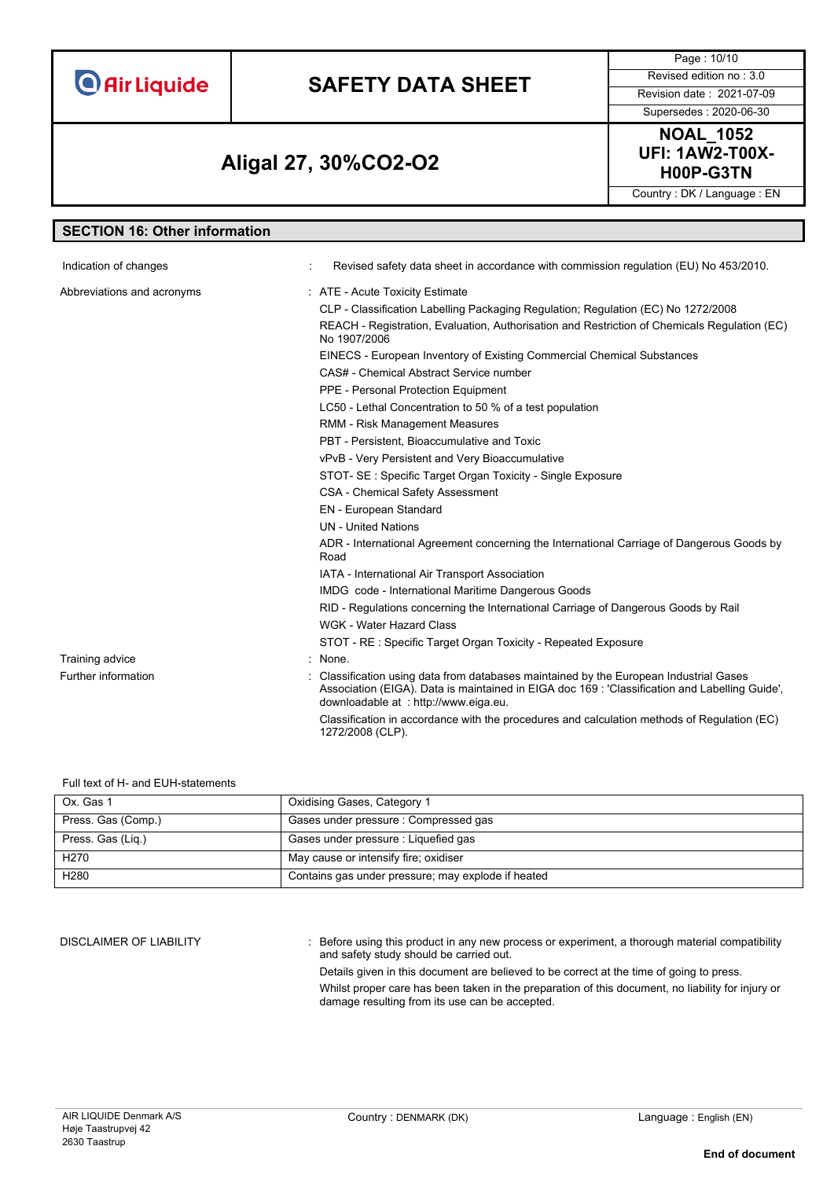## SECTION 16: Other information

Indication of changes : Revised safety data sheet in accordance with commission regulation (EU) No 453/2010.

Abbreviations and acronyms :
- ATE - Acute Toxicity Estimate
- CLP - Classification Labelling Packaging Regulation; Regulation (EC) No 1272/2008
- REACH - Registration, Evaluation, Authorisation and Restriction of Chemicals Regulation (EC) No 1907/2006
- EINECS - European Inventory of Existing Commercial Chemical Substances
- CAS# - Chemical Abstract Service number
- PPE - Personal Protection Equipment
- LC50 - Lethal Concentration to 50 % of a test population
- RMM - Risk Management Measures
- PBT - Persistent, Bioaccumulative and Toxic
- vPvB - Very Persistent and Very Bioaccumulative
- STOT- SE : Specific Target Organ Toxicity - Single Exposure
- CSA - Chemical Safety Assessment
- EN - European Standard
- UN - United Nations
- ADR - International Agreement concerning the International Carriage of Dangerous Goods by Road
- IATA - International Air Transport Association
- IMDG code - International Maritime Dangerous Goods
- RID - Regulations concerning the International Carriage of Dangerous Goods by Rail
- WGK - Water Hazard Class
- STOT - RE : Specific Target Organ Toxicity - Repeated Exposure

Training advice : None.

Further information : Classification using data from databases maintained by the European Industrial Gases Association (EIGA). Data is maintained in EIGA doc 169 : 'Classification and Labelling Guide', downloadable at : http://www.eiga.eu.

Classification in accordance with the procedures and calculation methods of Regulation (EC) 1272/2008 (CLP).

Full text of H- and EUH-statements

| | |
|---|---|
| Ox. Gas 1 | Oxidising Gases, Category 1 |
| Press. Gas (Comp.) | Gases under pressure : Compressed gas |
| Press. Gas (Liq.) | Gases under pressure : Liquefied gas |
| H270 | May cause or intensify fire; oxidiser |
| H280 | Contains gas under pressure; may explode if heated |

DISCLAIMER OF LIABILITY : Before using this product in any new process or experiment, a thorough material compatibility and safety study should be carried out.

Details given in this document are believed to be correct at the time of going to press.

Whilst proper care has been taken in the preparation of this document, no liability for injury or damage resulting from its use can be accepted.

End of document